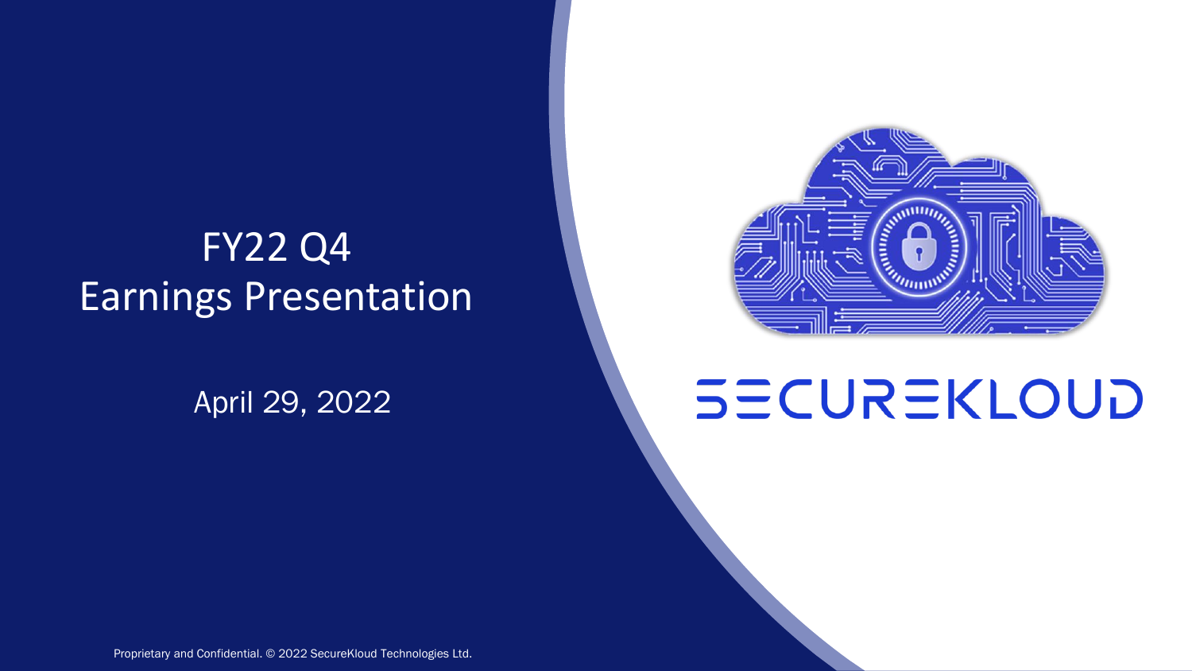# FY22 Q4
# Earnings Presentation

April 29, 2022

SECUREKLOUD

Proprietary and Confidential. © 2022 SecureKloud Technologies Ltd.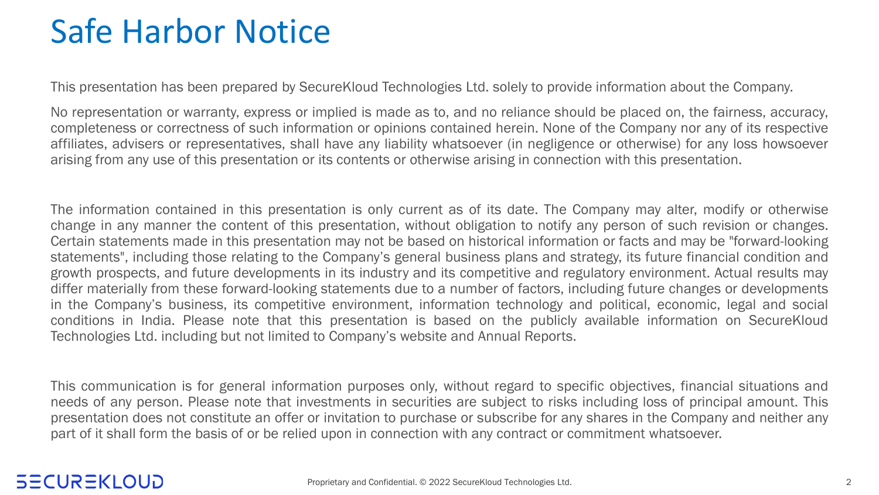# Safe Harbor Notice

This presentation has been prepared by SecureKloud Technologies Ltd. solely to provide information about the Company.

No representation or warranty, express or implied is made as to, and no reliance should be placed on, the fairness, accuracy, completeness or correctness of such information or opinions contained herein. None of the Company nor any of its respective affiliates, advisers or representatives, shall have any liability whatsoever (in negligence or otherwise) for any loss howsoever arising from any use of this presentation or its contents or otherwise arising in connection with this presentation.

The information contained in this presentation is only current as of its date. The Company may alter, modify or otherwise change in any manner the content of this presentation, without obligation to notify any person of such revision or changes. Certain statements made in this presentation may not be based on historical information or facts and may be "forward-looking statements", including those relating to the Company's general business plans and strategy, its future financial condition and growth prospects, and future developments in its industry and its competitive and regulatory environment. Actual results may differ materially from these forward-looking statements due to a number of factors, including future changes or developments in the Company's business, its competitive environment, information technology and political, economic, legal and social conditions in India. Please note that this presentation is based on the publicly available information on SecureKloud Technologies Ltd. including but not limited to Company's website and Annual Reports.

This communication is for general information purposes only, without regard to specific objectives, financial situations and needs of any person. Please note that investments in securities are subject to risks including loss of principal amount. This presentation does not constitute an offer or invitation to purchase or subscribe for any shares in the Company and neither any part of it shall form the basis of or be relied upon in connection with any contract or commitment whatsoever.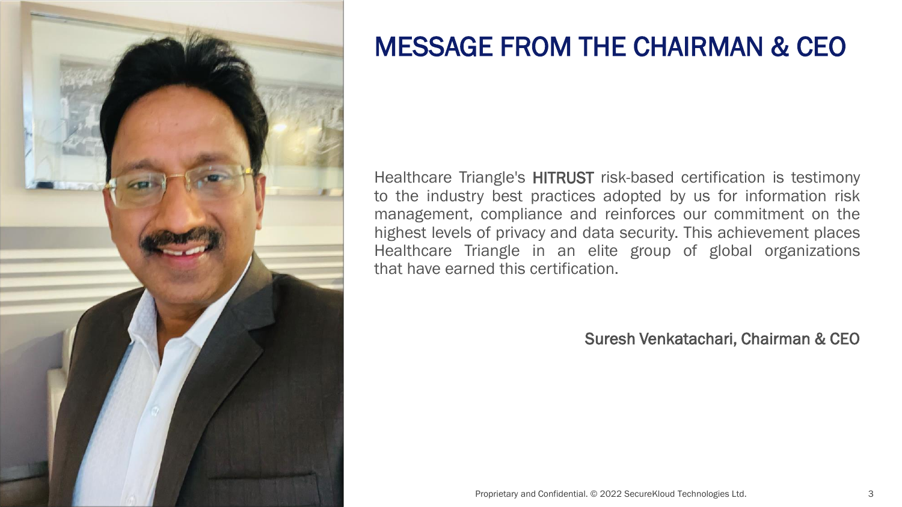# MESSAGE FROM THE CHAIRMAN & CEO

Healthcare Triangle's **HITRUST** risk-based certification is testimony to the industry best practices adopted by us for information risk management, compliance and reinforces our commitment on the highest levels of privacy and data security. This achievement places Healthcare Triangle in an elite group of global organizations that have earned this certification.

Suresh Venkatachari, Chairman & CEO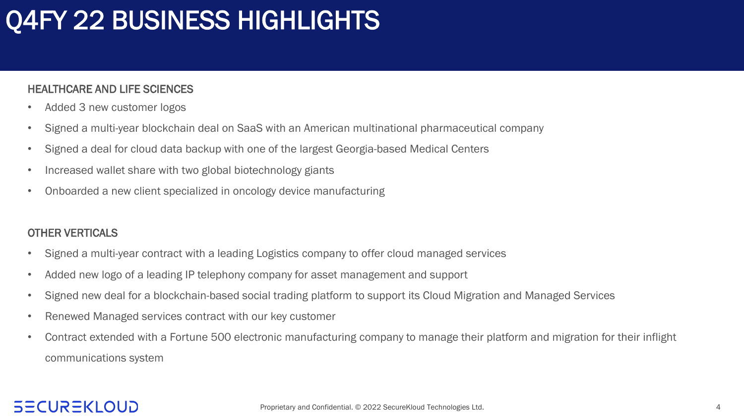# Q4FY 22 BUSINESS HIGHLIGHTS

## HEALTHCARE AND LIFE SCIENCES

- Added 3 new customer logos
- Signed a multi-year blockchain deal on SaaS with an American multinational pharmaceutical company
- Signed a deal for cloud data backup with one of the largest Georgia-based Medical Centers
- Increased wallet share with two global biotechnology giants
- Onboarded a new client specialized in oncology device manufacturing

## OTHER VERTICALS

- Signed a multi-year contract with a leading Logistics company to offer cloud managed services
- Added new logo of a leading IP telephony company for asset management and support
- Signed new deal for a blockchain-based social trading platform to support its Cloud Migration and Managed Services
- Renewed Managed services contract with our key customer
- Contract extended with a Fortune 500 electronic manufacturing company to manage their platform and migration for their inflight communications system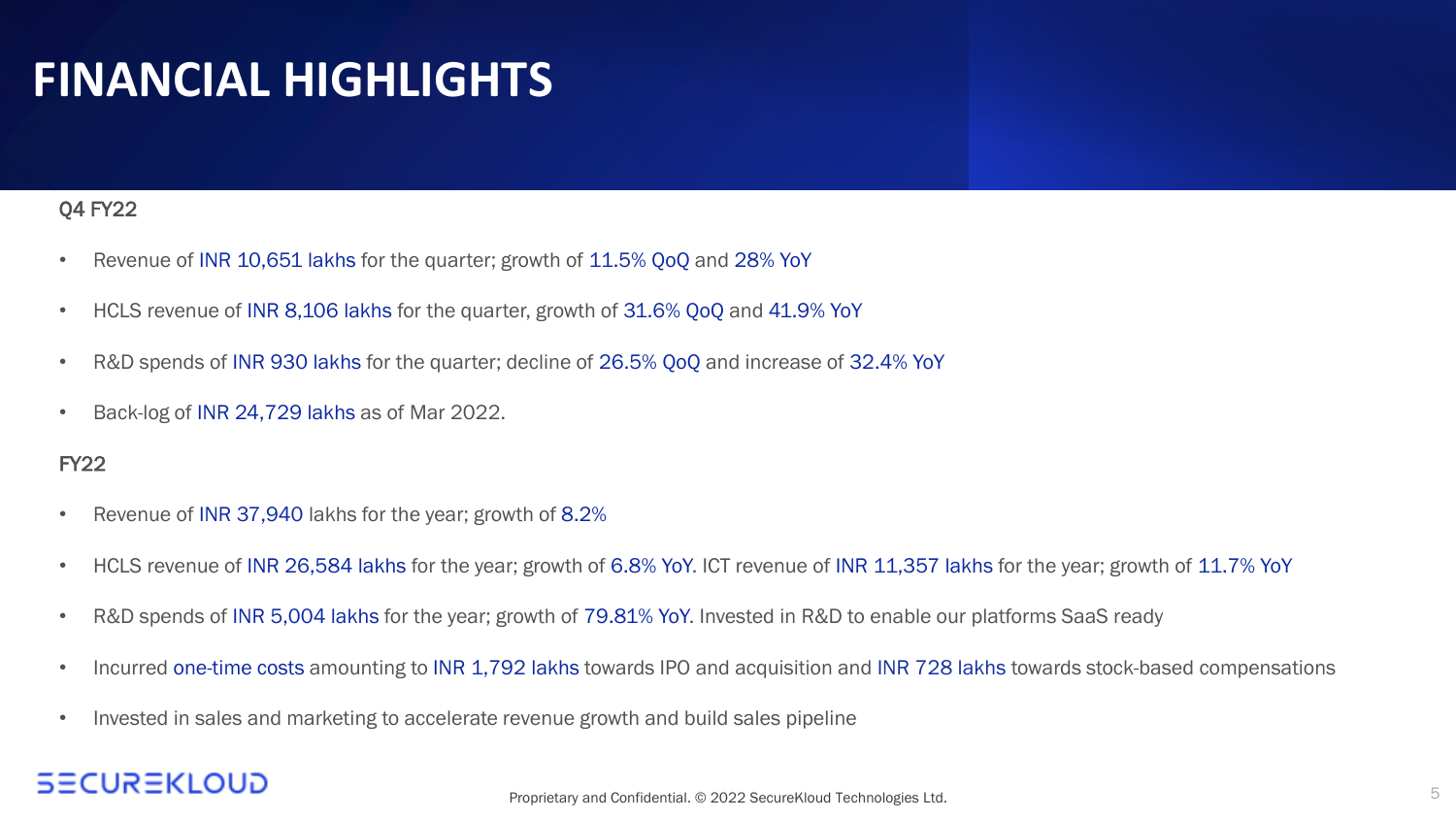# FINANCIAL HIGHLIGHTS

## Q4 FY22

- Revenue of INR 10,651 lakhs for the quarter; growth of 11.5% QoQ and 28% YoY
- HCLS revenue of INR 8,106 lakhs for the quarter, growth of 31.6% QoQ and 41.9% YoY
- R&D spends of INR 930 lakhs for the quarter; decline of 26.5% QoQ and increase of 32.4% YoY
- Back-log of INR 24,729 lakhs as of Mar 2022.

## FY22

- Revenue of INR 37,940 lakhs for the year; growth of 8.2%
- HCLS revenue of INR 26,584 lakhs for the year; growth of 6.8% YoY. ICT revenue of INR 11,357 lakhs for the year; growth of 11.7% YoY
- R&D spends of INR 5,004 lakhs for the year; growth of 79.81% YoY. Invested in R&D to enable our platforms SaaS ready
- Incurred one-time costs amounting to INR 1,792 lakhs towards IPO and acquisition and INR 728 lakhs towards stock-based compensations
- Invested in sales and marketing to accelerate revenue growth and build sales pipeline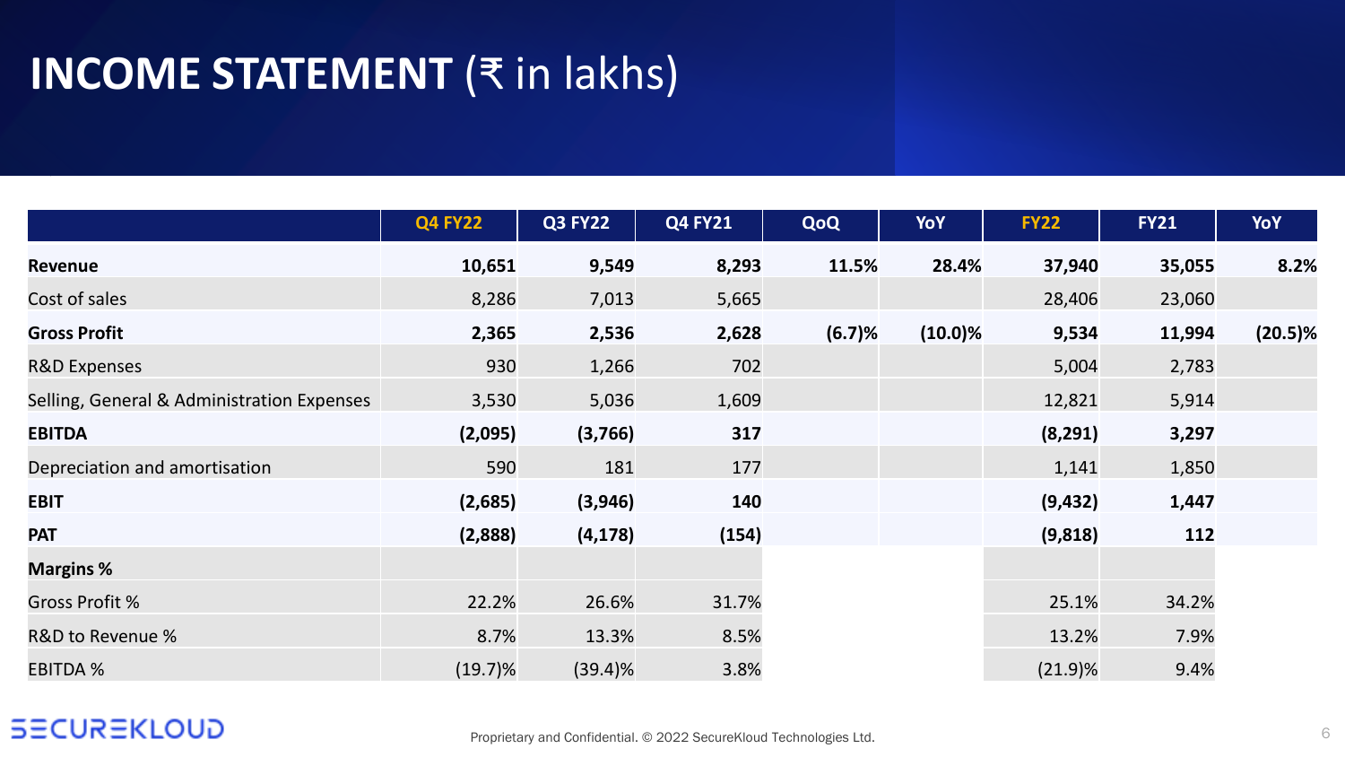# INCOME STATEMENT (₹ in lakhs)

| | Q4 FY22 | Q3 FY22 | Q4 FY21 | QoQ | YoY | FY22 | FY21 | YoY |
|---|---|---|---|---|---|---|---|---|
| **Revenue** | **10,651** | **9,549** | **8,293** | **11.5%** | **28.4%** | **37,940** | **35,055** | **8.2%** |
| Cost of sales | 8,286 | 7,013 | 5,665 | | | 28,406 | 23,060 | |
| **Gross Profit** | **2,365** | **2,536** | **2,628** | **(6.7)%** | **(10.0)%** | **9,534** | **11,994** | **(20.5)%** |
| R&D Expenses | 930 | 1,266 | 702 | | | 5,004 | 2,783 | |
| Selling, General & Administration Expenses | 3,530 | 5,036 | 1,609 | | | 12,821 | 5,914 | |
| **EBITDA** | **(2,095)** | **(3,766)** | **317** | | | **(8,291)** | **3,297** | |
| Depreciation and amortisation | 590 | 181 | 177 | | | 1,141 | 1,850 | |
| **EBIT** | **(2,685)** | **(3,946)** | **140** | | | **(9,432)** | **1,447** | |
| **PAT** | **(2,888)** | **(4,178)** | **(154)** | | | **(9,818)** | **112** | |
| **Margins %** | | | | | | | | |
| Gross Profit % | 22.2% | 26.6% | 31.7% | | | 25.1% | 34.2% | |
| R&D to Revenue % | 8.7% | 13.3% | 8.5% | | | 13.2% | 7.9% | |
| EBITDA % | (19.7)% | (39.4)% | 3.8% | | | (21.9)% | 9.4% | |

Proprietary and Confidential. © 2022 SecureKloud Technologies Ltd.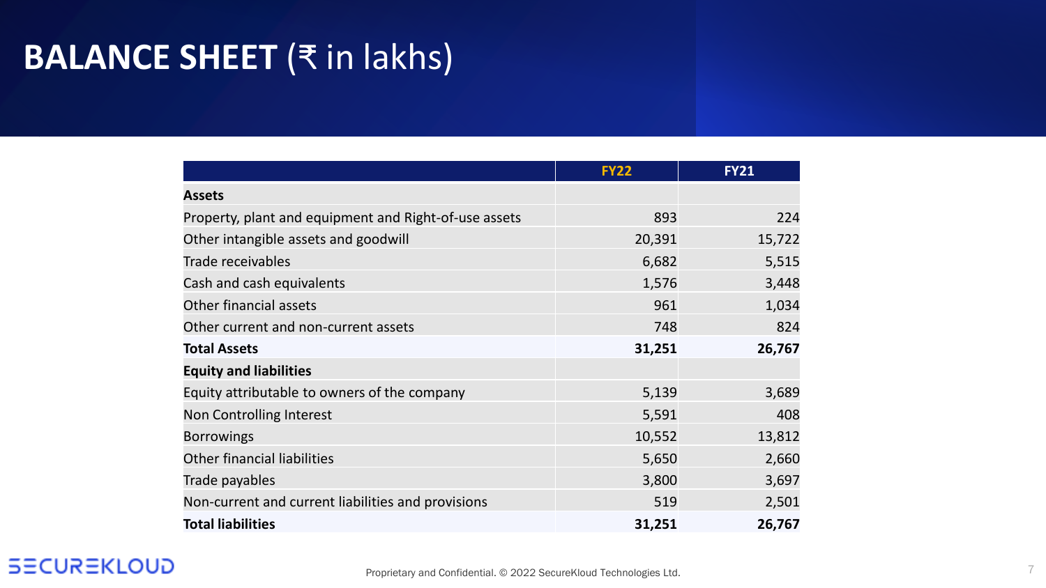# BALANCE SHEET (₹ in lakhs)

| | FY22 | FY21 |
|---|---|---|
| **Assets** | | |
| Property, plant and equipment and Right-of-use assets | 893 | 224 |
| Other intangible assets and goodwill | 20,391 | 15,722 |
| Trade receivables | 6,682 | 5,515 |
| Cash and cash equivalents | 1,576 | 3,448 |
| Other financial assets | 961 | 1,034 |
| Other current and non-current assets | 748 | 824 |
| **Total Assets** | **31,251** | **26,767** |
| **Equity and liabilities** | | |
| Equity attributable to owners of the company | 5,139 | 3,689 |
| Non Controlling Interest | 5,591 | 408 |
| Borrowings | 10,552 | 13,812 |
| Other financial liabilities | 5,650 | 2,660 |
| Trade payables | 3,800 | 3,697 |
| Non-current and current liabilities and provisions | 519 | 2,501 |
| **Total liabilities** | **31,251** | **26,767** |

Proprietary and Confidential. © 2022 SecureKloud Technologies Ltd.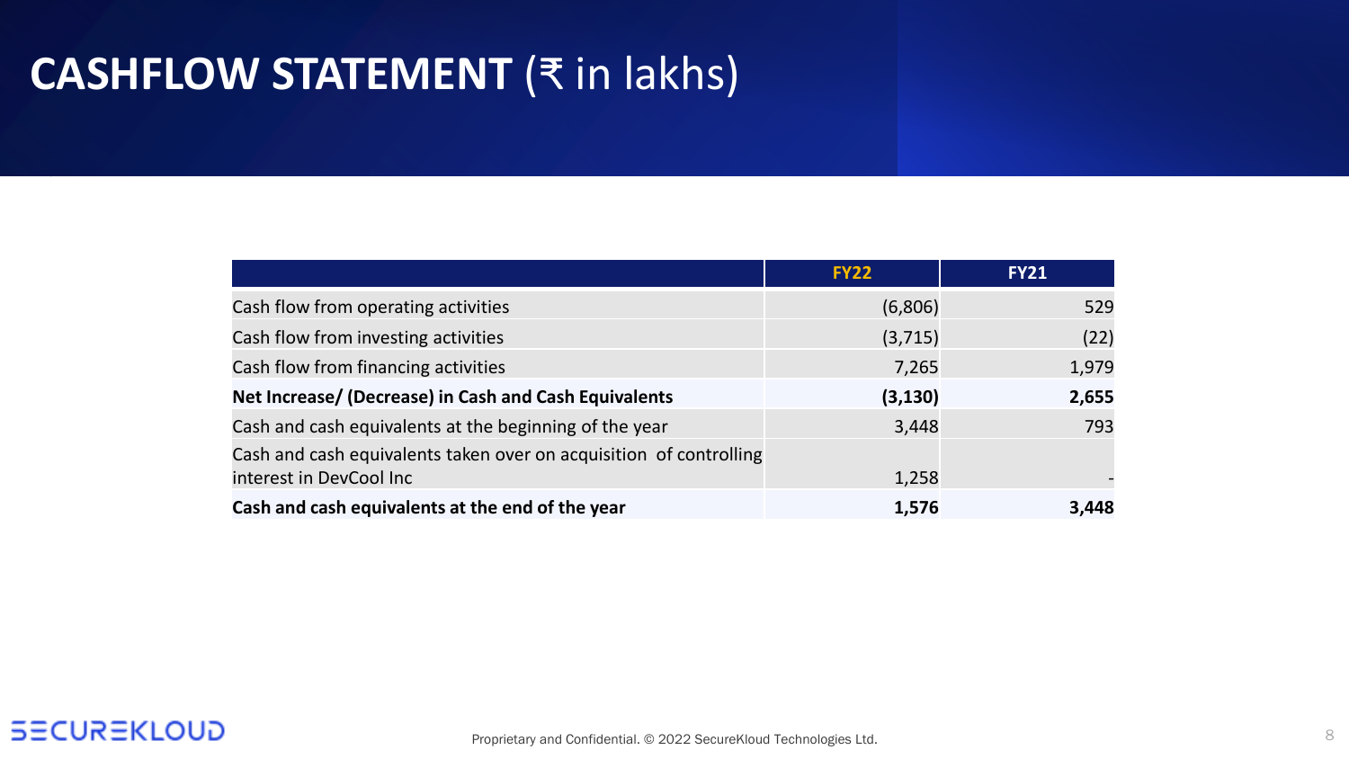# CASHFLOW STATEMENT (₹ in lakhs)

| | FY22 | FY21 |
|---|---|---|
| Cash flow from operating activities | (6,806) | 529 |
| Cash flow from investing activities | (3,715) | (22) |
| Cash flow from financing activities | 7,265 | 1,979 |
| **Net Increase/ (Decrease) in Cash and Cash Equivalents** | **(3,130)** | **2,655** |
| Cash and cash equivalents at the beginning of the year | 3,448 | 793 |
| Cash and cash equivalents taken over on acquisition of controlling interest in DevCool Inc | 1,258 | - |
| **Cash and cash equivalents at the end of the year** | **1,576** | **3,448** |

Proprietary and Confidential. © 2022 SecureKloud Technologies Ltd.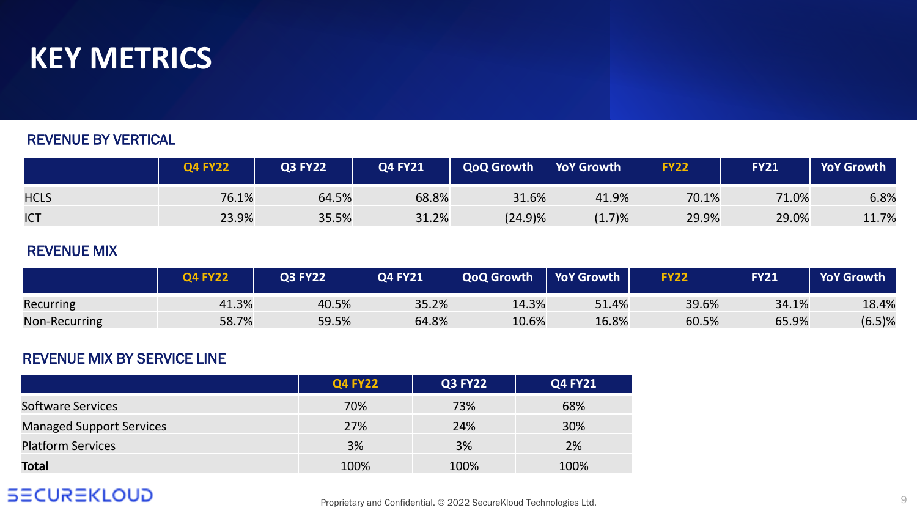# KEY METRICS

## REVENUE BY VERTICAL

| | Q4 FY22 | Q3 FY22 | Q4 FY21 | QoQ Growth | YoY Growth | FY22 | FY21 | YoY Growth |
|---|---|---|---|---|---|---|---|---|
| HCLS | 76.1% | 64.5% | 68.8% | 31.6% | 41.9% | 70.1% | 71.0% | 6.8% |
| ICT | 23.9% | 35.5% | 31.2% | (24.9)% | (1.7)% | 29.9% | 29.0% | 11.7% |

## REVENUE MIX

| | Q4 FY22 | Q3 FY22 | Q4 FY21 | QoQ Growth | YoY Growth | FY22 | FY21 | YoY Growth |
|---|---|---|---|---|---|---|---|---|
| Recurring | 41.3% | 40.5% | 35.2% | 14.3% | 51.4% | 39.6% | 34.1% | 18.4% |
| Non-Recurring | 58.7% | 59.5% | 64.8% | 10.6% | 16.8% | 60.5% | 65.9% | (6.5)% |

## REVENUE MIX BY SERVICE LINE

| | Q4 FY22 | Q3 FY22 | Q4 FY21 |
|---|---|---|---|
| Software Services | 70% | 73% | 68% |
| Managed Support Services | 27% | 24% | 30% |
| Platform Services | 3% | 3% | 2% |
| **Total** | 100% | 100% | 100% |

Proprietary and Confidential. © 2022 SecureKloud Technologies Ltd.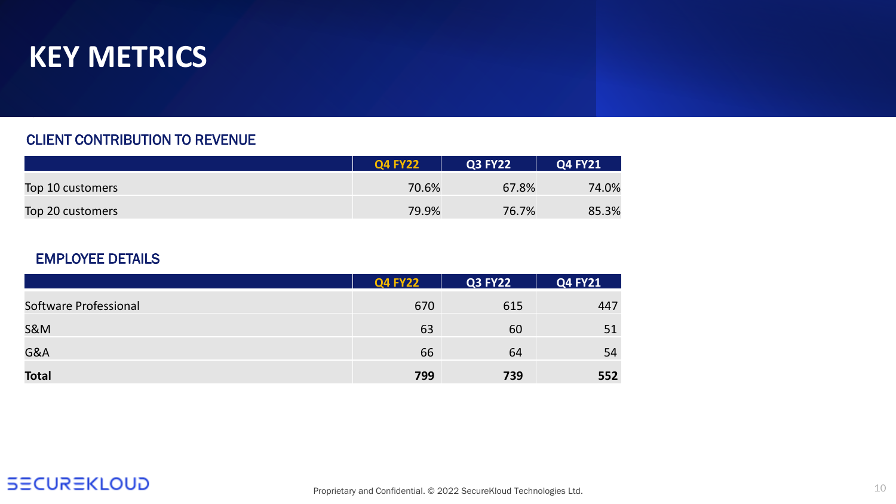# KEY METRICS

## CLIENT CONTRIBUTION TO REVENUE

| | Q4 FY22 | Q3 FY22 | Q4 FY21 |
|---|---|---|---|
| Top 10 customers | 70.6% | 67.8% | 74.0% |
| Top 20 customers | 79.9% | 76.7% | 85.3% |

## EMPLOYEE DETAILS

| | Q4 FY22 | Q3 FY22 | Q4 FY21 |
|---|---|---|---|
| Software Professional | 670 | 615 | 447 |
| S&M | 63 | 60 | 51 |
| G&A | 66 | 64 | 54 |
| **Total** | **799** | **739** | **552** |

Proprietary and Confidential. © 2022 SecureKloud Technologies Ltd.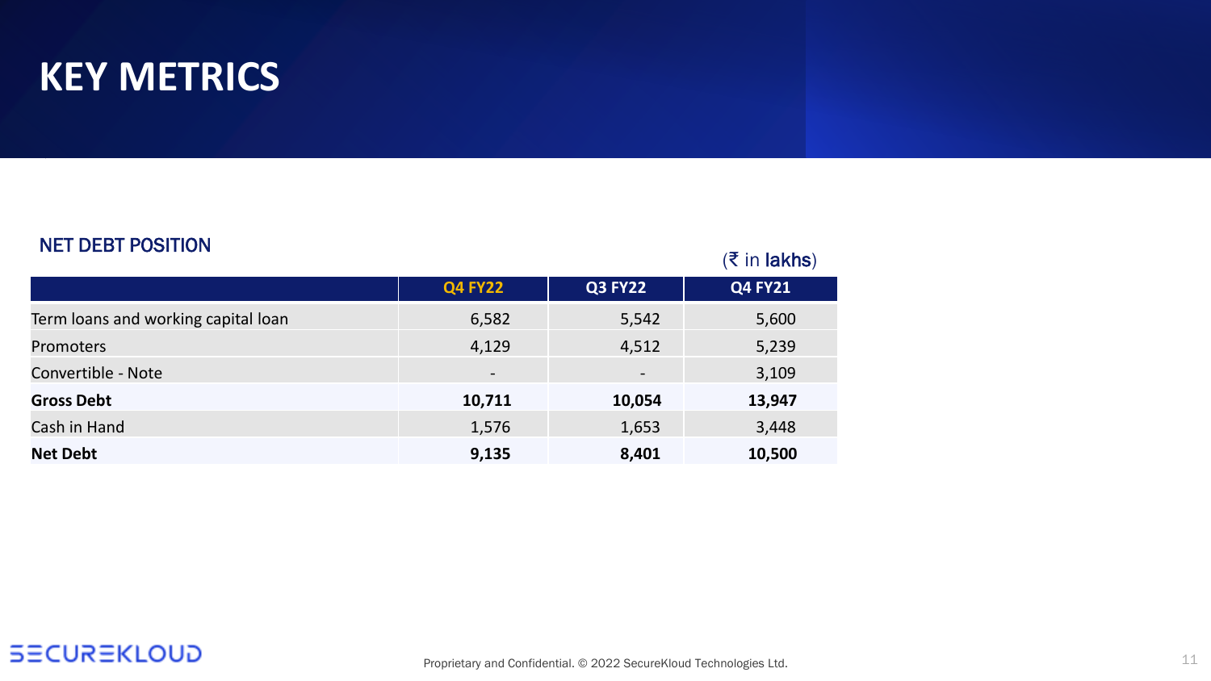# KEY METRICS

## NET DEBT POSITION

(₹ in lakhs)

| | Q4 FY22 | Q3 FY22 | Q4 FY21 |
|---|---|---|---|
| Term loans and working capital loan | 6,582 | 5,542 | 5,600 |
| Promoters | 4,129 | 4,512 | 5,239 |
| Convertible - Note | - | - | 3,109 |
| **Gross Debt** | **10,711** | **10,054** | **13,947** |
| Cash in Hand | 1,576 | 1,653 | 3,448 |
| **Net Debt** | **9,135** | **8,401** | **10,500** |

Proprietary and Confidential. © 2022 SecureKloud Technologies Ltd.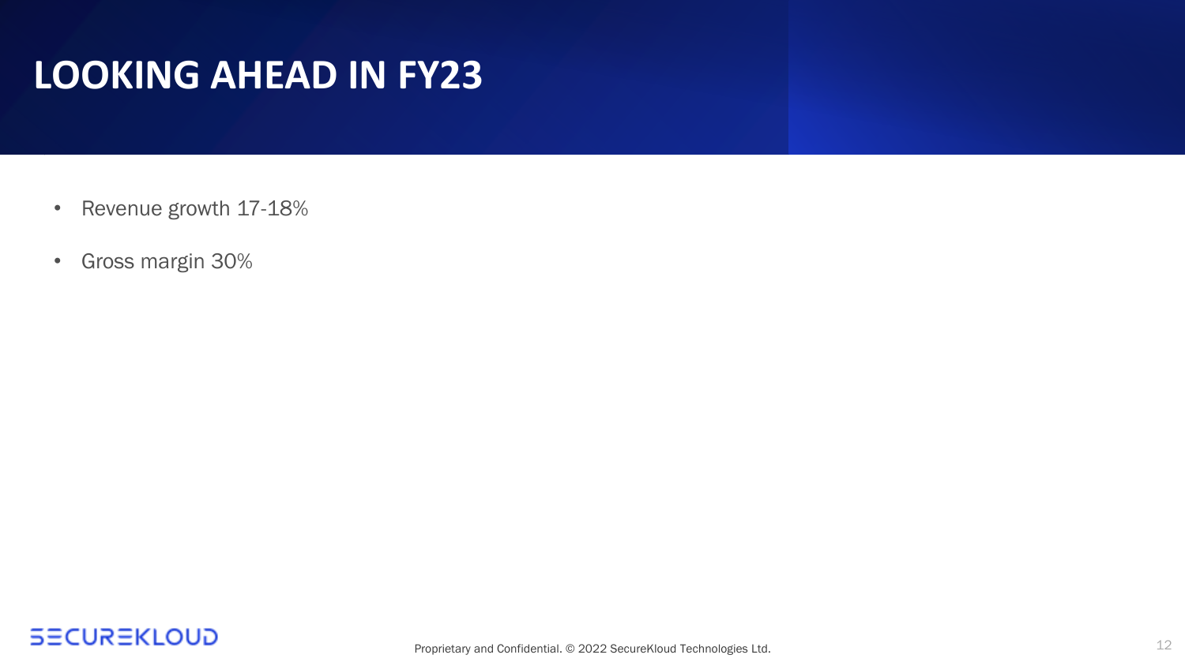# LOOKING AHEAD IN FY23

- Revenue growth 17-18%
- Gross margin 30%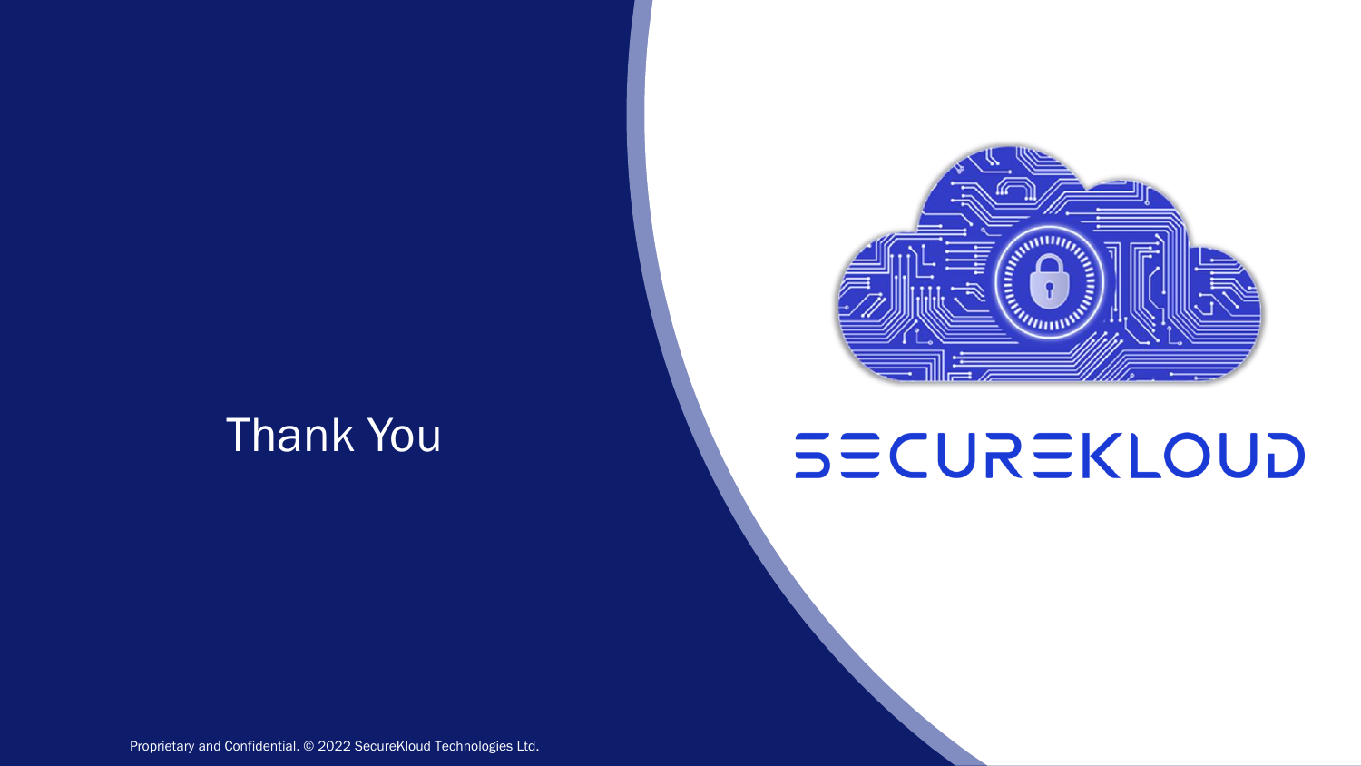# Thank You

SECUREKLOUD

Proprietary and Confidential. © 2022 SecureKloud Technologies Ltd.